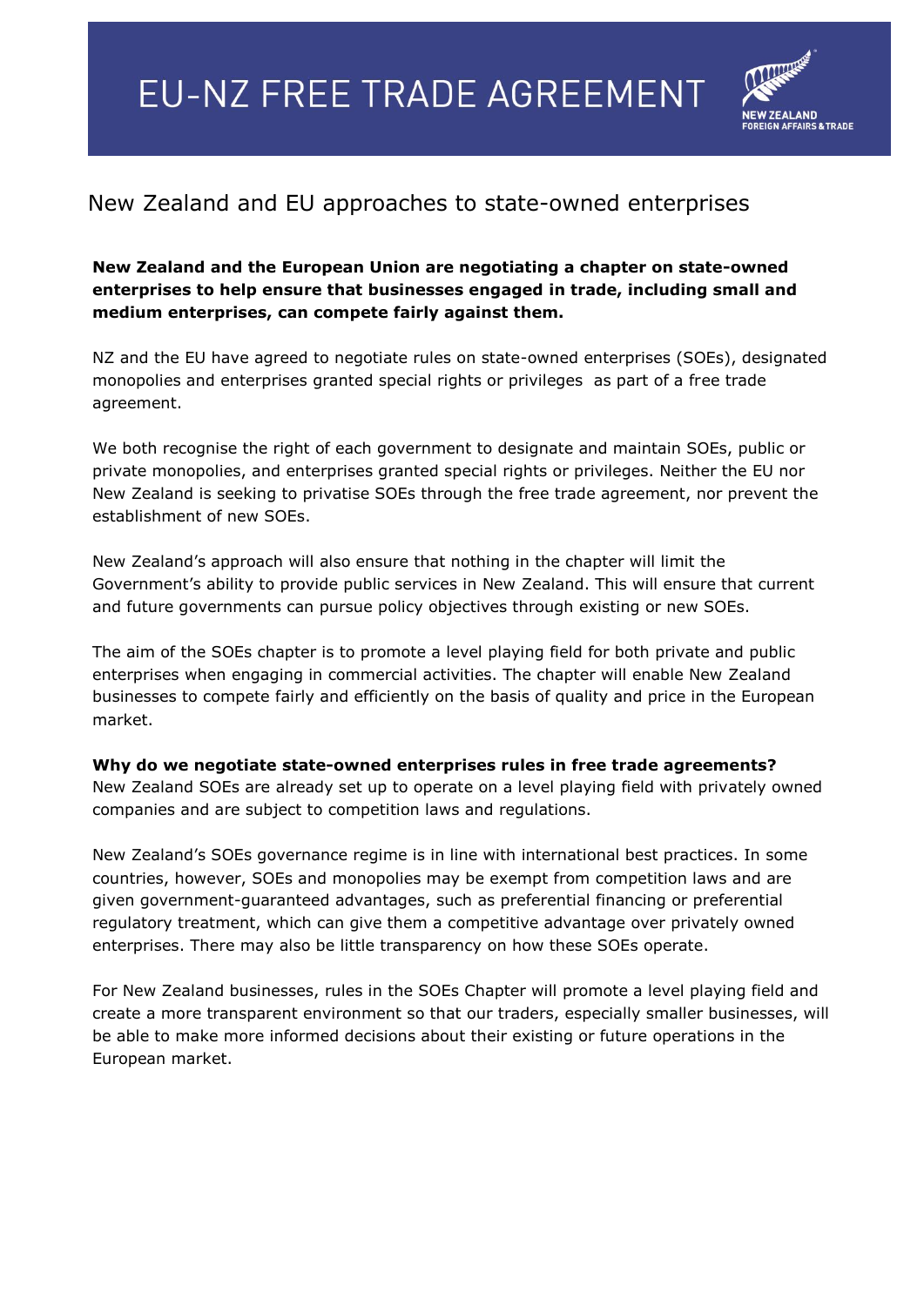# EU-NZ FREE TRADE AGREEMENT

NEW ZEALAND FOREIGN AFFAIRS & TRADE

## New Zealand and EU approaches to state-owned enterprises

**New Zealand and the European Union are negotiating a chapter on state-owned enterprises to help ensure that businesses engaged in trade, including small and medium enterprises, can compete fairly against them.**

NZ and the EU have agreed to negotiate rules on state-owned enterprises (SOEs), designated monopolies and enterprises granted special rights or privileges as part of a free trade agreement.

We both recognise the right of each government to designate and maintain SOEs, public or private monopolies, and enterprises granted special rights or privileges. Neither the EU nor New Zealand is seeking to privatise SOEs through the free trade agreement, nor prevent the establishment of new SOEs.

New Zealand's approach will also ensure that nothing in the chapter will limit the Government's ability to provide public services in New Zealand. This will ensure that current and future governments can pursue policy objectives through existing or new SOEs.

The aim of the SOEs chapter is to promote a level playing field for both private and public enterprises when engaging in commercial activities. The chapter will enable New Zealand businesses to compete fairly and efficiently on the basis of quality and price in the European market.

**Why do we negotiate state-owned enterprises rules in free trade agreements?**

New Zealand SOEs are already set up to operate on a level playing field with privately owned companies and are subject to competition laws and regulations.

New Zealand's SOEs governance regime is in line with international best practices. In some countries, however, SOEs and monopolies may be exempt from competition laws and are given government-guaranteed advantages, such as preferential financing or preferential regulatory treatment, which can give them a competitive advantage over privately owned enterprises. There may also be little transparency on how these SOEs operate.

For New Zealand businesses, rules in the SOEs Chapter will promote a level playing field and create a more transparent environment so that our traders, especially smaller businesses, will be able to make more informed decisions about their existing or future operations in the European market.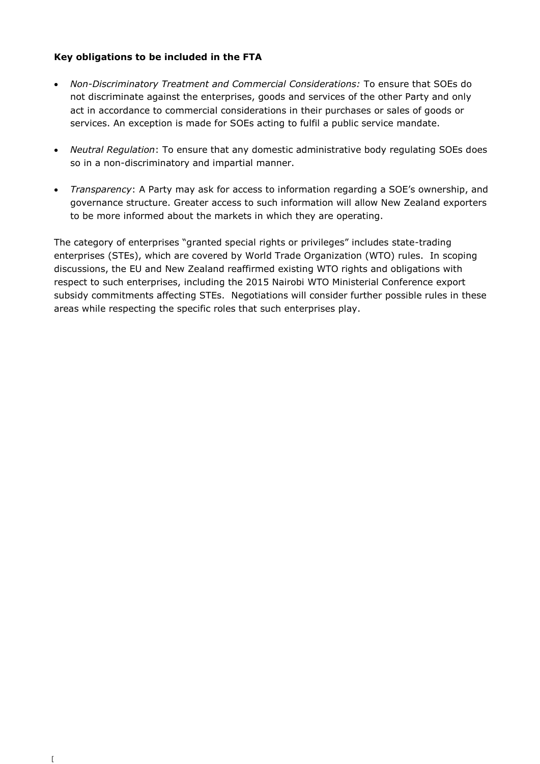**Key obligations to be included in the FTA**

- *Non-Discriminatory Treatment and Commercial Considerations:* To ensure that SOEs do not discriminate against the enterprises, goods and services of the other Party and only act in accordance to commercial considerations in their purchases or sales of goods or services. An exception is made for SOEs acting to fulfil a public service mandate.

- *Neutral Regulation*: To ensure that any domestic administrative body regulating SOEs does so in a non-discriminatory and impartial manner.

- *Transparency*: A Party may ask for access to information regarding a SOE's ownership, and governance structure. Greater access to such information will allow New Zealand exporters to be more informed about the markets in which they are operating.

The category of enterprises "granted special rights or privileges" includes state-trading enterprises (STEs), which are covered by World Trade Organization (WTO) rules. In scoping discussions, the EU and New Zealand reaffirmed existing WTO rights and obligations with respect to such enterprises, including the 2015 Nairobi WTO Ministerial Conference export subsidy commitments affecting STEs. Negotiations will consider further possible rules in these areas while respecting the specific roles that such enterprises play.